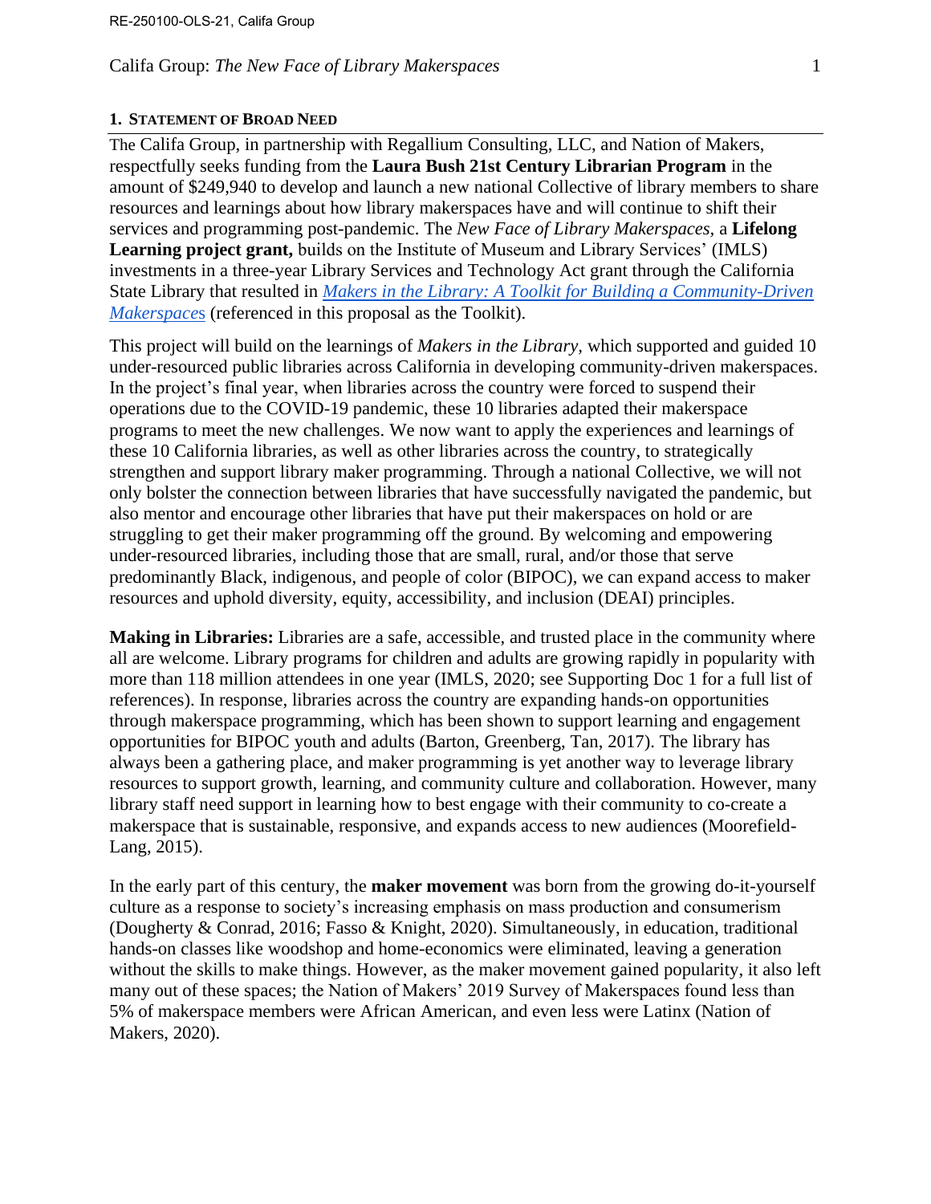## 1. Statement of Broad Need

The Califa Group, in partnership with Regallium Consulting, LLC, and Nation of Makers, respectfully seeks funding from the **Laura Bush 21st Century Librarian Program** in the amount of $249,940 to develop and launch a new national Collective of library members to share resources and learnings about how library makerspaces have and will continue to shift their services and programming post-pandemic. The *New Face of Library Makerspaces*, a **Lifelong Learning project grant,** builds on the Institute of Museum and Library Services' (IMLS) investments in a three-year Library Services and Technology Act grant through the California State Library that resulted in *Makers in the Library: A Toolkit for Building a Community-Driven Makerspaces* (referenced in this proposal as the Toolkit).

This project will build on the learnings of *Makers in the Library,* which supported and guided 10 under-resourced public libraries across California in developing community-driven makerspaces. In the project's final year, when libraries across the country were forced to suspend their operations due to the COVID-19 pandemic, these 10 libraries adapted their makerspace programs to meet the new challenges. We now want to apply the experiences and learnings of these 10 California libraries, as well as other libraries across the country, to strategically strengthen and support library maker programming. Through a national Collective, we will not only bolster the connection between libraries that have successfully navigated the pandemic, but also mentor and encourage other libraries that have put their makerspaces on hold or are struggling to get their maker programming off the ground. By welcoming and empowering under-resourced libraries, including those that are small, rural, and/or those that serve predominantly Black, indigenous, and people of color (BIPOC), we can expand access to maker resources and uphold diversity, equity, accessibility, and inclusion (DEAI) principles.

**Making in Libraries:** Libraries are a safe, accessible, and trusted place in the community where all are welcome. Library programs for children and adults are growing rapidly in popularity with more than 118 million attendees in one year (IMLS, 2020; see Supporting Doc 1 for a full list of references). In response, libraries across the country are expanding hands-on opportunities through makerspace programming, which has been shown to support learning and engagement opportunities for BIPOC youth and adults (Barton, Greenberg, Tan, 2017). The library has always been a gathering place, and maker programming is yet another way to leverage library resources to support growth, learning, and community culture and collaboration. However, many library staff need support in learning how to best engage with their community to co-create a makerspace that is sustainable, responsive, and expands access to new audiences (Moorefield-Lang, 2015).

In the early part of this century, the **maker movement** was born from the growing do-it-yourself culture as a response to society's increasing emphasis on mass production and consumerism (Dougherty & Conrad, 2016; Fasso & Knight, 2020). Simultaneously, in education, traditional hands-on classes like woodshop and home-economics were eliminated, leaving a generation without the skills to make things. However, as the maker movement gained popularity, it also left many out of these spaces; the Nation of Makers' 2019 Survey of Makerspaces found less than 5% of makerspace members were African American, and even less were Latinx (Nation of Makers, 2020).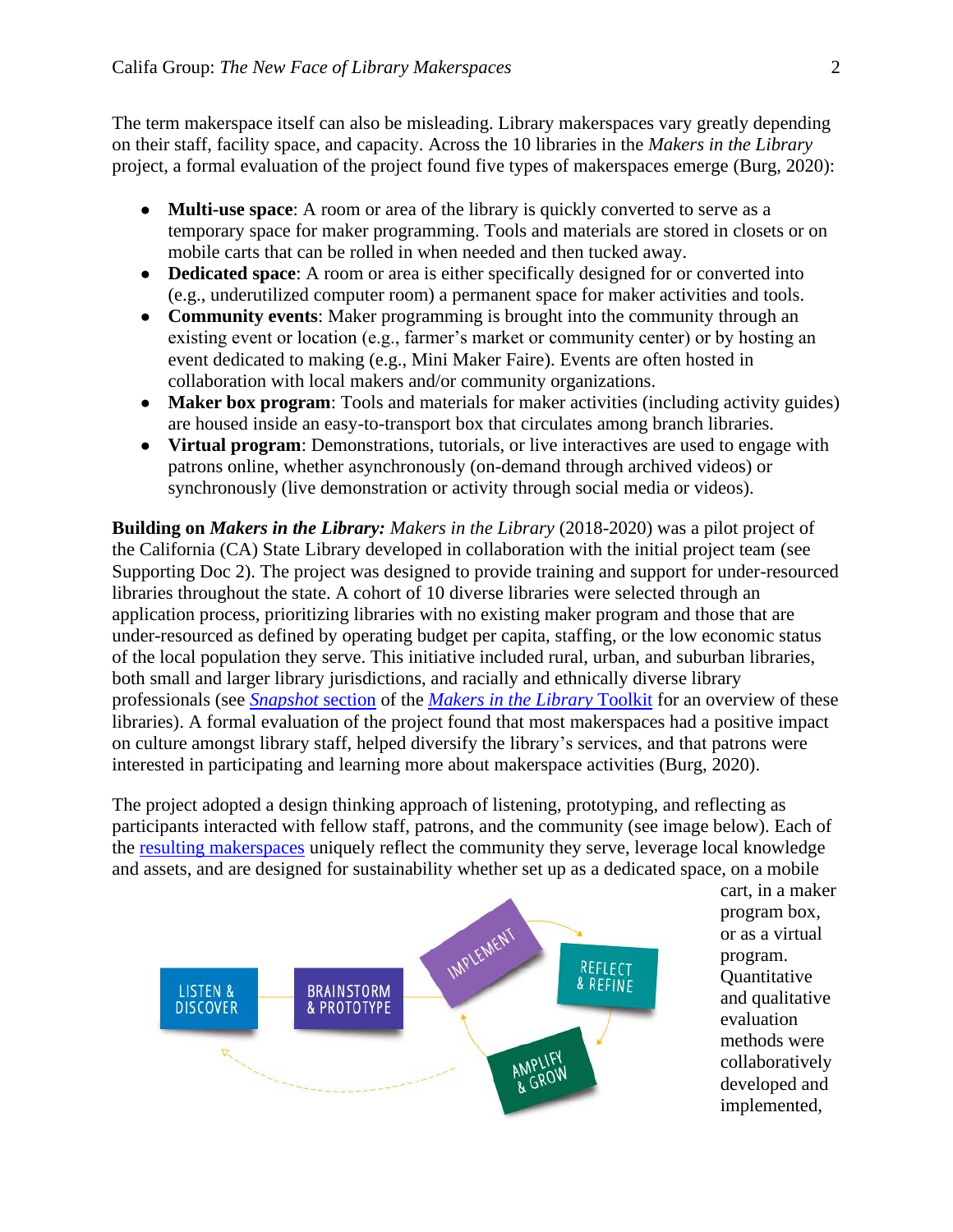The term makerspace itself can also be misleading. Library makerspaces vary greatly depending on their staff, facility space, and capacity. Across the 10 libraries in the *Makers in the Library* project, a formal evaluation of the project found five types of makerspaces emerge (Burg, 2020):

- **Multi-use space**: A room or area of the library is quickly converted to serve as a temporary space for maker programming. Tools and materials are stored in closets or on mobile carts that can be rolled in when needed and then tucked away.
- **Dedicated space**: A room or area is either specifically designed for or converted into (e.g., underutilized computer room) a permanent space for maker activities and tools.
- **Community events**: Maker programming is brought into the community through an existing event or location (e.g., farmer's market or community center) or by hosting an event dedicated to making (e.g., Mini Maker Faire). Events are often hosted in collaboration with local makers and/or community organizations.
- **Maker box program**: Tools and materials for maker activities (including activity guides) are housed inside an easy-to-transport box that circulates among branch libraries.
- **Virtual program**: Demonstrations, tutorials, or live interactives are used to engage with patrons online, whether asynchronously (on-demand through archived videos) or synchronously (live demonstration or activity through social media or videos).

**Building on *Makers in the Library:*** *Makers in the Library* (2018-2020) was a pilot project of the California (CA) State Library developed in collaboration with the initial project team (see Supporting Doc 2). The project was designed to provide training and support for under-resourced libraries throughout the state. A cohort of 10 diverse libraries were selected through an application process, prioritizing libraries with no existing maker program and those that are under-resourced as defined by operating budget per capita, staffing, or the low economic status of the local population they serve. This initiative included rural, urban, and suburban libraries, both small and larger library jurisdictions, and racially and ethnically diverse library professionals (see *Snapshot* section of the *Makers in the Library* Toolkit for an overview of these libraries). A formal evaluation of the project found that most makerspaces had a positive impact on culture amongst library staff, helped diversify the library's services, and that patrons were interested in participating and learning more about makerspace activities (Burg, 2020).

The project adopted a design thinking approach of listening, prototyping, and reflecting as participants interacted with fellow staff, patrons, and the community (see image below). Each of the resulting makerspaces uniquely reflect the community they serve, leverage local knowledge and assets, and are designed for sustainability whether set up as a dedicated space, on a mobile cart, in a maker program box, or as a virtual program. Quantitative and qualitative evaluation methods were collaboratively developed and implemented,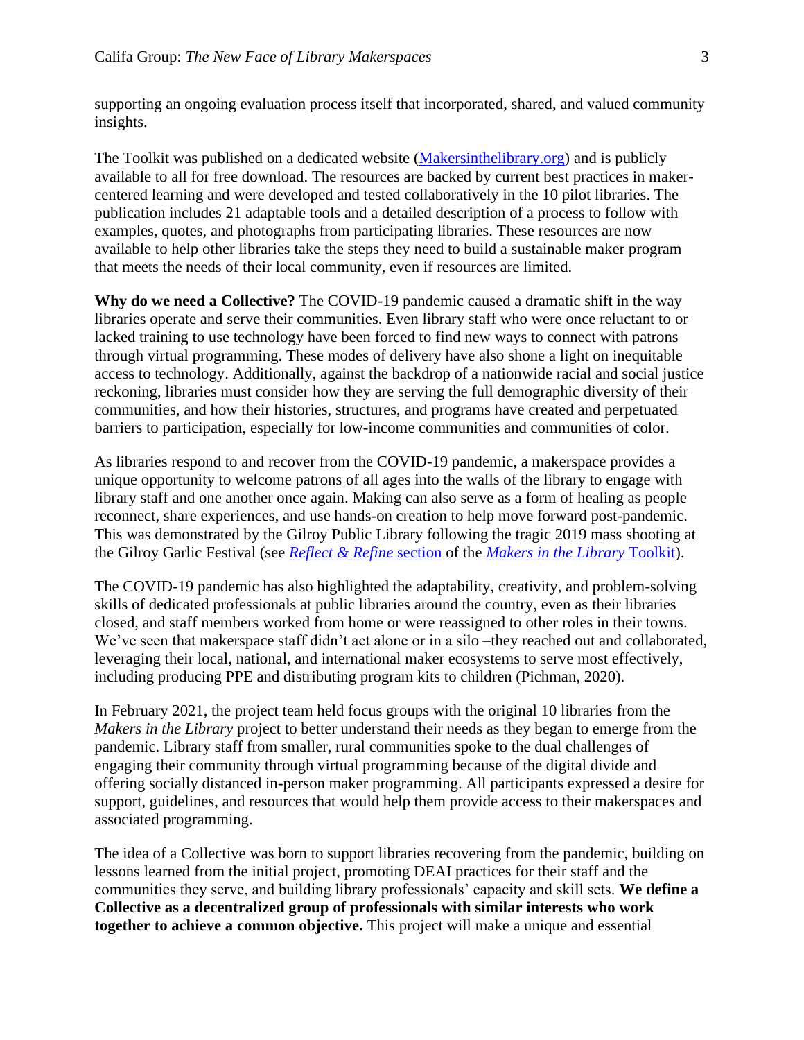supporting an ongoing evaluation process itself that incorporated, shared, and valued community insights.

The Toolkit was published on a dedicated website ([Makersinthelibrary.org](Makersinthelibrary.org)) and is publicly available to all for free download. The resources are backed by current best practices in maker-centered learning and were developed and tested collaboratively in the 10 pilot libraries. The publication includes 21 adaptable tools and a detailed description of a process to follow with examples, quotes, and photographs from participating libraries. These resources are now available to help other libraries take the steps they need to build a sustainable maker program that meets the needs of their local community, even if resources are limited.

**Why do we need a Collective?** The COVID-19 pandemic caused a dramatic shift in the way libraries operate and serve their communities. Even library staff who were once reluctant to or lacked training to use technology have been forced to find new ways to connect with patrons through virtual programming. These modes of delivery have also shone a light on inequitable access to technology. Additionally, against the backdrop of a nationwide racial and social justice reckoning, libraries must consider how they are serving the full demographic diversity of their communities, and how their histories, structures, and programs have created and perpetuated barriers to participation, especially for low-income communities and communities of color.

As libraries respond to and recover from the COVID-19 pandemic, a makerspace provides a unique opportunity to welcome patrons of all ages into the walls of the library to engage with library staff and one another once again. Making can also serve as a form of healing as people reconnect, share experiences, and use hands-on creation to help move forward post-pandemic. This was demonstrated by the Gilroy Public Library following the tragic 2019 mass shooting at the Gilroy Garlic Festival (see *Reflect & Refine* section of the *Makers in the Library* Toolkit).

The COVID-19 pandemic has also highlighted the adaptability, creativity, and problem-solving skills of dedicated professionals at public libraries around the country, even as their libraries closed, and staff members worked from home or were reassigned to other roles in their towns. We've seen that makerspace staff didn't act alone or in a silo –they reached out and collaborated, leveraging their local, national, and international maker ecosystems to serve most effectively, including producing PPE and distributing program kits to children (Pichman, 2020).

In February 2021, the project team held focus groups with the original 10 libraries from the *Makers in the Library* project to better understand their needs as they began to emerge from the pandemic. Library staff from smaller, rural communities spoke to the dual challenges of engaging their community through virtual programming because of the digital divide and offering socially distanced in-person maker programming. All participants expressed a desire for support, guidelines, and resources that would help them provide access to their makerspaces and associated programming.

The idea of a Collective was born to support libraries recovering from the pandemic, building on lessons learned from the initial project, promoting DEAI practices for their staff and the communities they serve, and building library professionals' capacity and skill sets. **We define a Collective as a decentralized group of professionals with similar interests who work together to achieve a common objective.** This project will make a unique and essential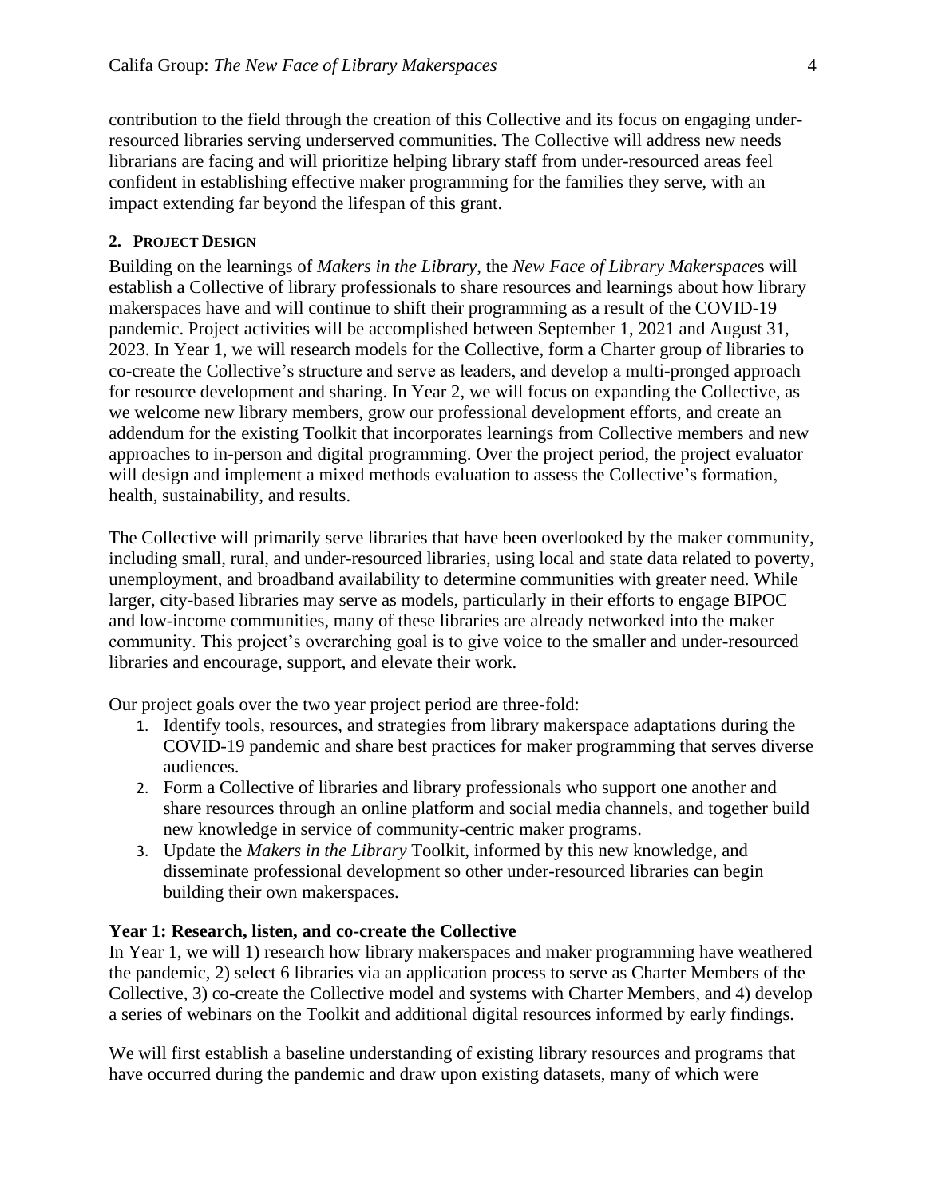contribution to the field through the creation of this Collective and its focus on engaging under-resourced libraries serving underserved communities. The Collective will address new needs librarians are facing and will prioritize helping library staff from under-resourced areas feel confident in establishing effective maker programming for the families they serve, with an impact extending far beyond the lifespan of this grant.

## 2. PROJECT DESIGN

Building on the learnings of *Makers in the Library*, the *New Face of Library Makerspaces* will establish a Collective of library professionals to share resources and learnings about how library makerspaces have and will continue to shift their programming as a result of the COVID-19 pandemic. Project activities will be accomplished between September 1, 2021 and August 31, 2023. In Year 1, we will research models for the Collective, form a Charter group of libraries to co-create the Collective's structure and serve as leaders, and develop a multi-pronged approach for resource development and sharing. In Year 2, we will focus on expanding the Collective, as we welcome new library members, grow our professional development efforts, and create an addendum for the existing Toolkit that incorporates learnings from Collective members and new approaches to in-person and digital programming. Over the project period, the project evaluator will design and implement a mixed methods evaluation to assess the Collective's formation, health, sustainability, and results.

The Collective will primarily serve libraries that have been overlooked by the maker community, including small, rural, and under-resourced libraries, using local and state data related to poverty, unemployment, and broadband availability to determine communities with greater need. While larger, city-based libraries may serve as models, particularly in their efforts to engage BIPOC and low-income communities, many of these libraries are already networked into the maker community. This project's overarching goal is to give voice to the smaller and under-resourced libraries and encourage, support, and elevate their work.

Our project goals over the two year project period are three-fold:

1. Identify tools, resources, and strategies from library makerspace adaptations during the COVID-19 pandemic and share best practices for maker programming that serves diverse audiences.
2. Form a Collective of libraries and library professionals who support one another and share resources through an online platform and social media channels, and together build new knowledge in service of community-centric maker programs.
3. Update the *Makers in the Library* Toolkit, informed by this new knowledge, and disseminate professional development so other under-resourced libraries can begin building their own makerspaces.

### Year 1: Research, listen, and co-create the Collective

In Year 1, we will 1) research how library makerspaces and maker programming have weathered the pandemic, 2) select 6 libraries via an application process to serve as Charter Members of the Collective, 3) co-create the Collective model and systems with Charter Members, and 4) develop a series of webinars on the Toolkit and additional digital resources informed by early findings.

We will first establish a baseline understanding of existing library resources and programs that have occurred during the pandemic and draw upon existing datasets, many of which were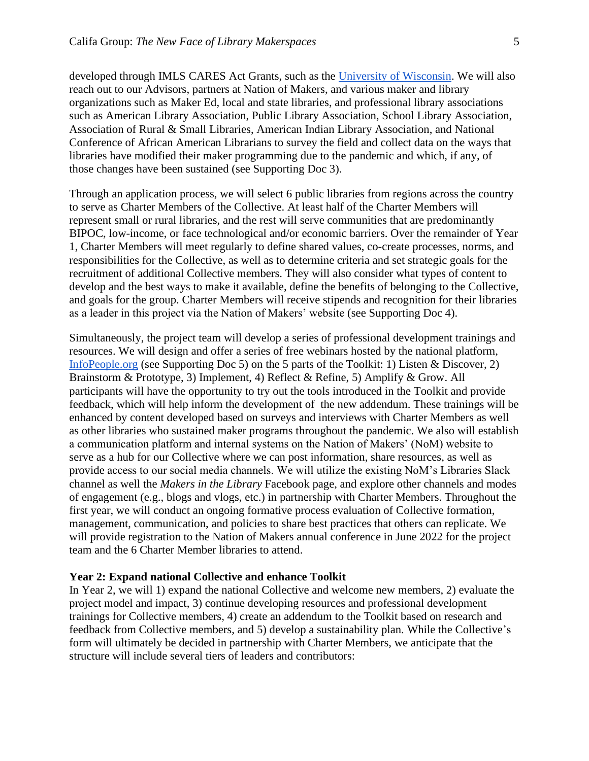developed through IMLS CARES Act Grants, such as the University of Wisconsin. We will also reach out to our Advisors, partners at Nation of Makers, and various maker and library organizations such as Maker Ed, local and state libraries, and professional library associations such as American Library Association, Public Library Association, School Library Association, Association of Rural & Small Libraries, American Indian Library Association, and National Conference of African American Librarians to survey the field and collect data on the ways that libraries have modified their maker programming due to the pandemic and which, if any, of those changes have been sustained (see Supporting Doc 3).

Through an application process, we will select 6 public libraries from regions across the country to serve as Charter Members of the Collective. At least half of the Charter Members will represent small or rural libraries, and the rest will serve communities that are predominantly BIPOC, low-income, or face technological and/or economic barriers. Over the remainder of Year 1, Charter Members will meet regularly to define shared values, co-create processes, norms, and responsibilities for the Collective, as well as to determine criteria and set strategic goals for the recruitment of additional Collective members. They will also consider what types of content to develop and the best ways to make it available, define the benefits of belonging to the Collective, and goals for the group. Charter Members will receive stipends and recognition for their libraries as a leader in this project via the Nation of Makers' website (see Supporting Doc 4).

Simultaneously, the project team will develop a series of professional development trainings and resources. We will design and offer a series of free webinars hosted by the national platform, InfoPeople.org (see Supporting Doc 5) on the 5 parts of the Toolkit: 1) Listen & Discover, 2) Brainstorm & Prototype, 3) Implement, 4) Reflect & Refine, 5) Amplify & Grow. All participants will have the opportunity to try out the tools introduced in the Toolkit and provide feedback, which will help inform the development of the new addendum. These trainings will be enhanced by content developed based on surveys and interviews with Charter Members as well as other libraries who sustained maker programs throughout the pandemic. We also will establish a communication platform and internal systems on the Nation of Makers' (NoM) website to serve as a hub for our Collective where we can post information, share resources, as well as provide access to our social media channels. We will utilize the existing NoM's Libraries Slack channel as well the *Makers in the Library* Facebook page, and explore other channels and modes of engagement (e.g., blogs and vlogs, etc.) in partnership with Charter Members. Throughout the first year, we will conduct an ongoing formative process evaluation of Collective formation, management, communication, and policies to share best practices that others can replicate. We will provide registration to the Nation of Makers annual conference in June 2022 for the project team and the 6 Charter Member libraries to attend.

**Year 2: Expand national Collective and enhance Toolkit**

In Year 2, we will 1) expand the national Collective and welcome new members, 2) evaluate the project model and impact, 3) continue developing resources and professional development trainings for Collective members, 4) create an addendum to the Toolkit based on research and feedback from Collective members, and 5) develop a sustainability plan. While the Collective's form will ultimately be decided in partnership with Charter Members, we anticipate that the structure will include several tiers of leaders and contributors: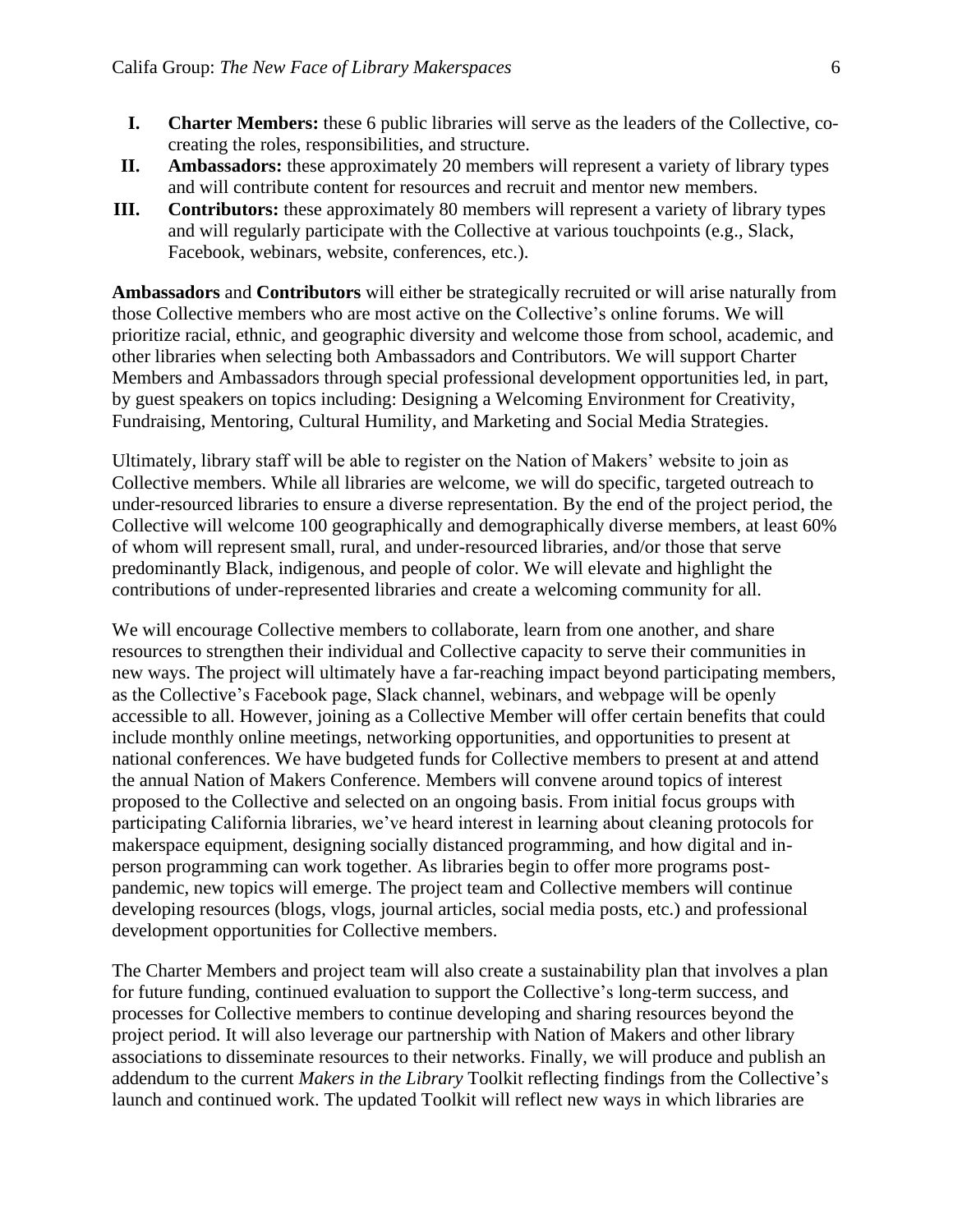I. **Charter Members:** these 6 public libraries will serve as the leaders of the Collective, co-creating the roles, responsibilities, and structure.
II. **Ambassadors:** these approximately 20 members will represent a variety of library types and will contribute content for resources and recruit and mentor new members.
III. **Contributors:** these approximately 80 members will represent a variety of library types and will regularly participate with the Collective at various touchpoints (e.g., Slack, Facebook, webinars, website, conferences, etc.).

**Ambassadors** and **Contributors** will either be strategically recruited or will arise naturally from those Collective members who are most active on the Collective's online forums. We will prioritize racial, ethnic, and geographic diversity and welcome those from school, academic, and other libraries when selecting both Ambassadors and Contributors. We will support Charter Members and Ambassadors through special professional development opportunities led, in part, by guest speakers on topics including: Designing a Welcoming Environment for Creativity, Fundraising, Mentoring, Cultural Humility, and Marketing and Social Media Strategies.

Ultimately, library staff will be able to register on the Nation of Makers' website to join as Collective members. While all libraries are welcome, we will do specific, targeted outreach to under-resourced libraries to ensure a diverse representation. By the end of the project period, the Collective will welcome 100 geographically and demographically diverse members, at least 60% of whom will represent small, rural, and under-resourced libraries, and/or those that serve predominantly Black, indigenous, and people of color. We will elevate and highlight the contributions of under-represented libraries and create a welcoming community for all.

We will encourage Collective members to collaborate, learn from one another, and share resources to strengthen their individual and Collective capacity to serve their communities in new ways. The project will ultimately have a far-reaching impact beyond participating members, as the Collective's Facebook page, Slack channel, webinars, and webpage will be openly accessible to all. However, joining as a Collective Member will offer certain benefits that could include monthly online meetings, networking opportunities, and opportunities to present at national conferences. We have budgeted funds for Collective members to present at and attend the annual Nation of Makers Conference. Members will convene around topics of interest proposed to the Collective and selected on an ongoing basis. From initial focus groups with participating California libraries, we've heard interest in learning about cleaning protocols for makerspace equipment, designing socially distanced programming, and how digital and in-person programming can work together. As libraries begin to offer more programs post-pandemic, new topics will emerge. The project team and Collective members will continue developing resources (blogs, vlogs, journal articles, social media posts, etc.) and professional development opportunities for Collective members.

The Charter Members and project team will also create a sustainability plan that involves a plan for future funding, continued evaluation to support the Collective's long-term success, and processes for Collective members to continue developing and sharing resources beyond the project period. It will also leverage our partnership with Nation of Makers and other library associations to disseminate resources to their networks. Finally, we will produce and publish an addendum to the current *Makers in the Library* Toolkit reflecting findings from the Collective's launch and continued work. The updated Toolkit will reflect new ways in which libraries are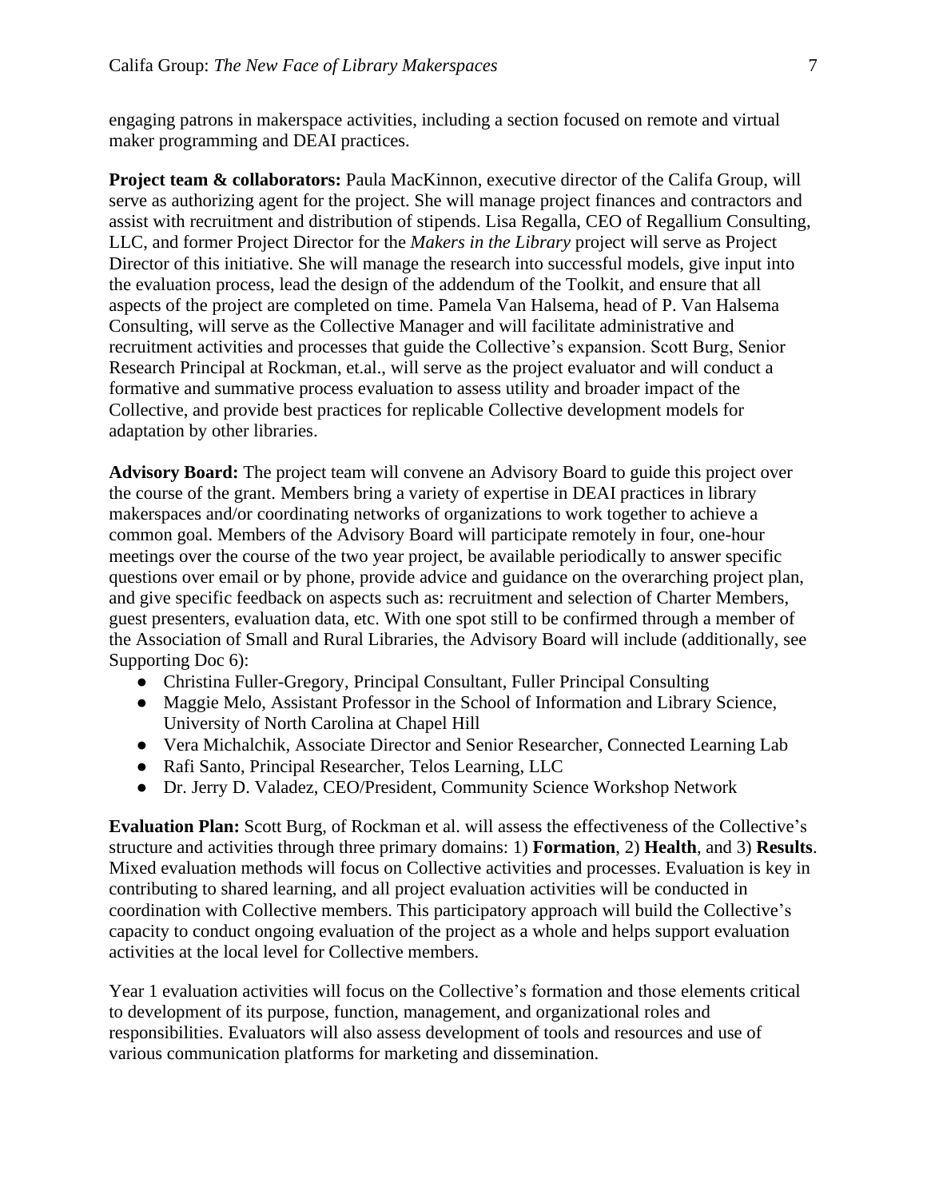engaging patrons in makerspace activities, including a section focused on remote and virtual maker programming and DEAI practices.

**Project team & collaborators:** Paula MacKinnon, executive director of the Califa Group, will serve as authorizing agent for the project. She will manage project finances and contractors and assist with recruitment and distribution of stipends. Lisa Regalla, CEO of Regallium Consulting, LLC, and former Project Director for the *Makers in the Library* project will serve as Project Director of this initiative. She will manage the research into successful models, give input into the evaluation process, lead the design of the addendum of the Toolkit, and ensure that all aspects of the project are completed on time. Pamela Van Halsema, head of P. Van Halsema Consulting, will serve as the Collective Manager and will facilitate administrative and recruitment activities and processes that guide the Collective's expansion. Scott Burg, Senior Research Principal at Rockman, et.al., will serve as the project evaluator and will conduct a formative and summative process evaluation to assess utility and broader impact of the Collective, and provide best practices for replicable Collective development models for adaptation by other libraries.

**Advisory Board:** The project team will convene an Advisory Board to guide this project over the course of the grant. Members bring a variety of expertise in DEAI practices in library makerspaces and/or coordinating networks of organizations to work together to achieve a common goal. Members of the Advisory Board will participate remotely in four, one-hour meetings over the course of the two year project, be available periodically to answer specific questions over email or by phone, provide advice and guidance on the overarching project plan, and give specific feedback on aspects such as: recruitment and selection of Charter Members, guest presenters, evaluation data, etc. With one spot still to be confirmed through a member of the Association of Small and Rural Libraries, the Advisory Board will include (additionally, see Supporting Doc 6):

- Christina Fuller-Gregory, Principal Consultant, Fuller Principal Consulting
- Maggie Melo, Assistant Professor in the School of Information and Library Science, University of North Carolina at Chapel Hill
- Vera Michalchik, Associate Director and Senior Researcher, Connected Learning Lab
- Rafi Santo, Principal Researcher, Telos Learning, LLC
- Dr. Jerry D. Valadez, CEO/President, Community Science Workshop Network

**Evaluation Plan:** Scott Burg, of Rockman et al. will assess the effectiveness of the Collective's structure and activities through three primary domains: 1) **Formation**, 2) **Health**, and 3) **Results**. Mixed evaluation methods will focus on Collective activities and processes. Evaluation is key in contributing to shared learning, and all project evaluation activities will be conducted in coordination with Collective members. This participatory approach will build the Collective's capacity to conduct ongoing evaluation of the project as a whole and helps support evaluation activities at the local level for Collective members.

Year 1 evaluation activities will focus on the Collective's formation and those elements critical to development of its purpose, function, management, and organizational roles and responsibilities. Evaluators will also assess development of tools and resources and use of various communication platforms for marketing and dissemination.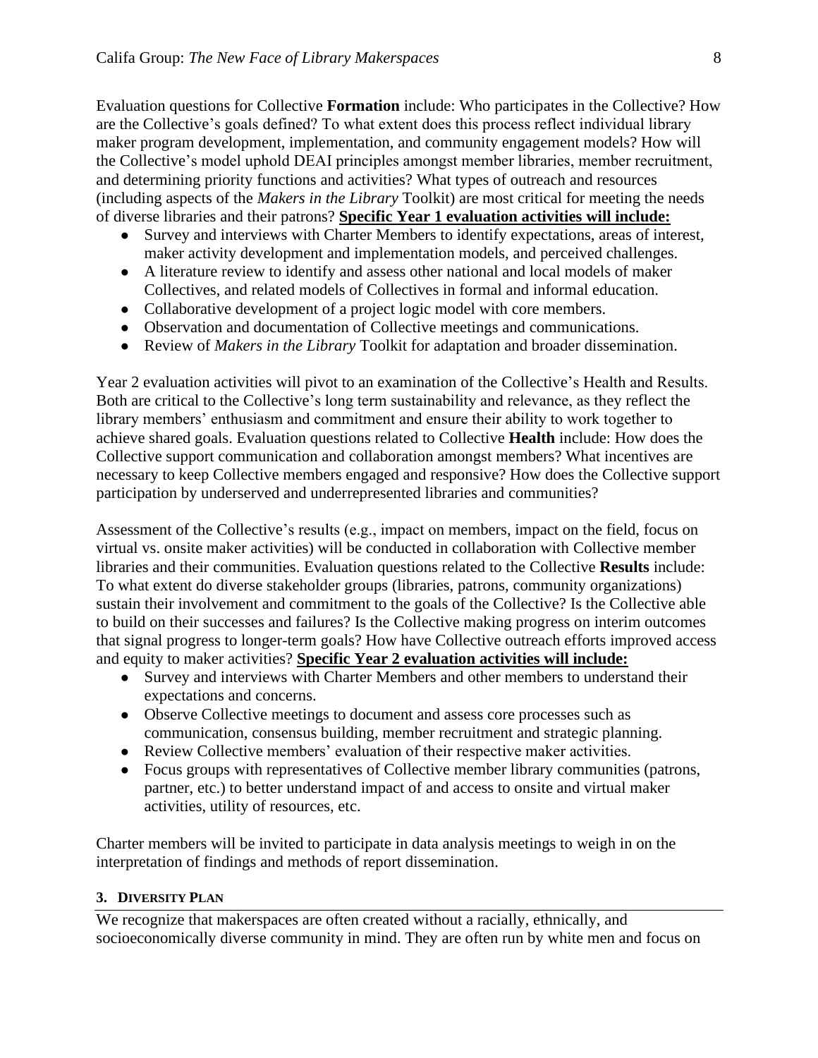Evaluation questions for Collective **Formation** include: Who participates in the Collective? How are the Collective's goals defined? To what extent does this process reflect individual library maker program development, implementation, and community engagement models? How will the Collective's model uphold DEAI principles amongst member libraries, member recruitment, and determining priority functions and activities? What types of outreach and resources (including aspects of the *Makers in the Library* Toolkit) are most critical for meeting the needs of diverse libraries and their patrons? **Specific Year 1 evaluation activities will include:**

- Survey and interviews with Charter Members to identify expectations, areas of interest, maker activity development and implementation models, and perceived challenges.
- A literature review to identify and assess other national and local models of maker Collectives, and related models of Collectives in formal and informal education.
- Collaborative development of a project logic model with core members.
- Observation and documentation of Collective meetings and communications.
- Review of *Makers in the Library* Toolkit for adaptation and broader dissemination.

Year 2 evaluation activities will pivot to an examination of the Collective's Health and Results. Both are critical to the Collective's long term sustainability and relevance, as they reflect the library members' enthusiasm and commitment and ensure their ability to work together to achieve shared goals. Evaluation questions related to Collective **Health** include: How does the Collective support communication and collaboration amongst members? What incentives are necessary to keep Collective members engaged and responsive? How does the Collective support participation by underserved and underrepresented libraries and communities?

Assessment of the Collective's results (e.g., impact on members, impact on the field, focus on virtual vs. onsite maker activities) will be conducted in collaboration with Collective member libraries and their communities. Evaluation questions related to the Collective **Results** include: To what extent do diverse stakeholder groups (libraries, patrons, community organizations) sustain their involvement and commitment to the goals of the Collective? Is the Collective able to build on their successes and failures? Is the Collective making progress on interim outcomes that signal progress to longer-term goals? How have Collective outreach efforts improved access and equity to maker activities? **Specific Year 2 evaluation activities will include:**

- Survey and interviews with Charter Members and other members to understand their expectations and concerns.
- Observe Collective meetings to document and assess core processes such as communication, consensus building, member recruitment and strategic planning.
- Review Collective members' evaluation of their respective maker activities.
- Focus groups with representatives of Collective member library communities (patrons, partner, etc.) to better understand impact of and access to onsite and virtual maker activities, utility of resources, etc.

Charter members will be invited to participate in data analysis meetings to weigh in on the interpretation of findings and methods of report dissemination.

## 3. Diversity Plan

We recognize that makerspaces are often created without a racially, ethnically, and socioeconomically diverse community in mind. They are often run by white men and focus on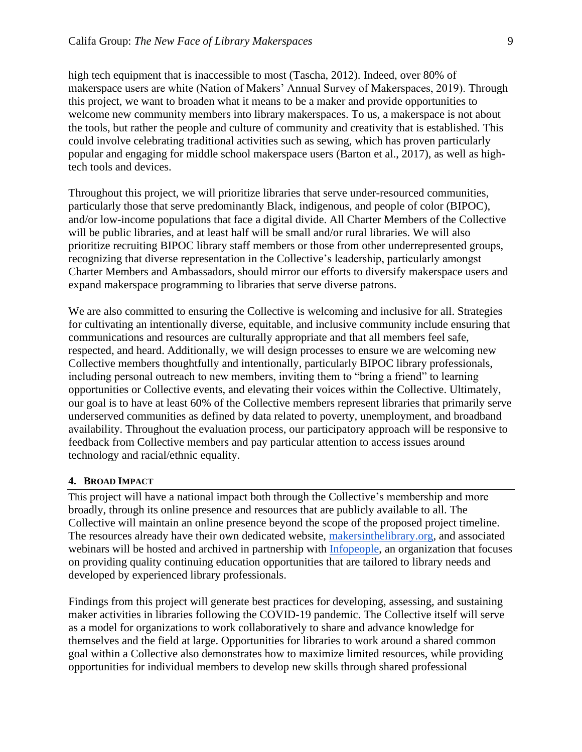high tech equipment that is inaccessible to most (Tascha, 2012). Indeed, over 80% of makerspace users are white (Nation of Makers' Annual Survey of Makerspaces, 2019). Through this project, we want to broaden what it means to be a maker and provide opportunities to welcome new community members into library makerspaces. To us, a makerspace is not about the tools, but rather the people and culture of community and creativity that is established. This could involve celebrating traditional activities such as sewing, which has proven particularly popular and engaging for middle school makerspace users (Barton et al., 2017), as well as high-tech tools and devices.

Throughout this project, we will prioritize libraries that serve under-resourced communities, particularly those that serve predominantly Black, indigenous, and people of color (BIPOC), and/or low-income populations that face a digital divide. All Charter Members of the Collective will be public libraries, and at least half will be small and/or rural libraries. We will also prioritize recruiting BIPOC library staff members or those from other underrepresented groups, recognizing that diverse representation in the Collective's leadership, particularly amongst Charter Members and Ambassadors, should mirror our efforts to diversify makerspace users and expand makerspace programming to libraries that serve diverse patrons.

We are also committed to ensuring the Collective is welcoming and inclusive for all. Strategies for cultivating an intentionally diverse, equitable, and inclusive community include ensuring that communications and resources are culturally appropriate and that all members feel safe, respected, and heard. Additionally, we will design processes to ensure we are welcoming new Collective members thoughtfully and intentionally, particularly BIPOC library professionals, including personal outreach to new members, inviting them to "bring a friend" to learning opportunities or Collective events, and elevating their voices within the Collective. Ultimately, our goal is to have at least 60% of the Collective members represent libraries that primarily serve underserved communities as defined by data related to poverty, unemployment, and broadband availability. Throughout the evaluation process, our participatory approach will be responsive to feedback from Collective members and pay particular attention to access issues around technology and racial/ethnic equality.

#### 4. Broad Impact

This project will have a national impact both through the Collective's membership and more broadly, through its online presence and resources that are publicly available to all. The Collective will maintain an online presence beyond the scope of the proposed project timeline. The resources already have their own dedicated website, [makersinthelibrary.org](makersinthelibrary.org), and associated webinars will be hosted and archived in partnership with [Infopeople](Infopeople), an organization that focuses on providing quality continuing education opportunities that are tailored to library needs and developed by experienced library professionals.

Findings from this project will generate best practices for developing, assessing, and sustaining maker activities in libraries following the COVID-19 pandemic. The Collective itself will serve as a model for organizations to work collaboratively to share and advance knowledge for themselves and the field at large. Opportunities for libraries to work around a shared common goal within a Collective also demonstrates how to maximize limited resources, while providing opportunities for individual members to develop new skills through shared professional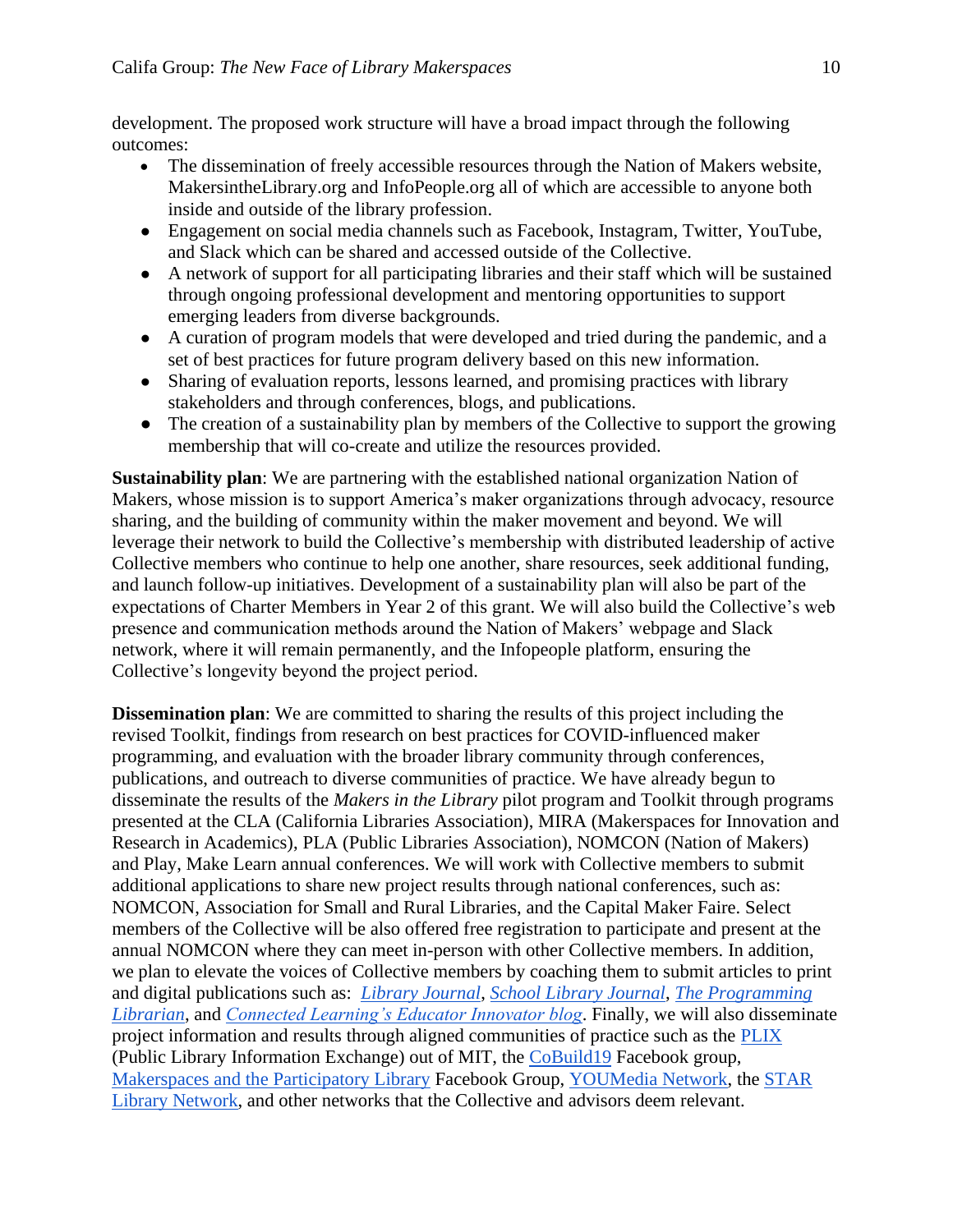development. The proposed work structure will have a broad impact through the following outcomes:

- The dissemination of freely accessible resources through the Nation of Makers website, MakersintheLibrary.org and InfoPeople.org all of which are accessible to anyone both inside and outside of the library profession.
- Engagement on social media channels such as Facebook, Instagram, Twitter, YouTube, and Slack which can be shared and accessed outside of the Collective.
- A network of support for all participating libraries and their staff which will be sustained through ongoing professional development and mentoring opportunities to support emerging leaders from diverse backgrounds.
- A curation of program models that were developed and tried during the pandemic, and a set of best practices for future program delivery based on this new information.
- Sharing of evaluation reports, lessons learned, and promising practices with library stakeholders and through conferences, blogs, and publications.
- The creation of a sustainability plan by members of the Collective to support the growing membership that will co-create and utilize the resources provided.

**Sustainability plan**: We are partnering with the established national organization Nation of Makers, whose mission is to support America's maker organizations through advocacy, resource sharing, and the building of community within the maker movement and beyond. We will leverage their network to build the Collective's membership with distributed leadership of active Collective members who continue to help one another, share resources, seek additional funding, and launch follow-up initiatives. Development of a sustainability plan will also be part of the expectations of Charter Members in Year 2 of this grant. We will also build the Collective's web presence and communication methods around the Nation of Makers' webpage and Slack network, where it will remain permanently, and the Infopeople platform, ensuring the Collective's longevity beyond the project period.

**Dissemination plan**: We are committed to sharing the results of this project including the revised Toolkit, findings from research on best practices for COVID-influenced maker programming, and evaluation with the broader library community through conferences, publications, and outreach to diverse communities of practice. We have already begun to disseminate the results of the *Makers in the Library* pilot program and Toolkit through programs presented at the CLA (California Libraries Association), MIRA (Makerspaces for Innovation and Research in Academics), PLA (Public Libraries Association), NOMCON (Nation of Makers) and Play, Make Learn annual conferences. We will work with Collective members to submit additional applications to share new project results through national conferences, such as: NOMCON, Association for Small and Rural Libraries, and the Capital Maker Faire. Select members of the Collective will be also offered free registration to participate and present at the annual NOMCON where they can meet in-person with other Collective members. In addition, we plan to elevate the voices of Collective members by coaching them to submit articles to print and digital publications such as: *Library Journal*, *School Library Journal*, *The Programming Librarian*, and *Connected Learning's Educator Innovator blog*. Finally, we will also disseminate project information and results through aligned communities of practice such as the PLIX (Public Library Information Exchange) out of MIT, the CoBuild19 Facebook group, Makerspaces and the Participatory Library Facebook Group, YOUMedia Network, the STAR Library Network, and other networks that the Collective and advisors deem relevant.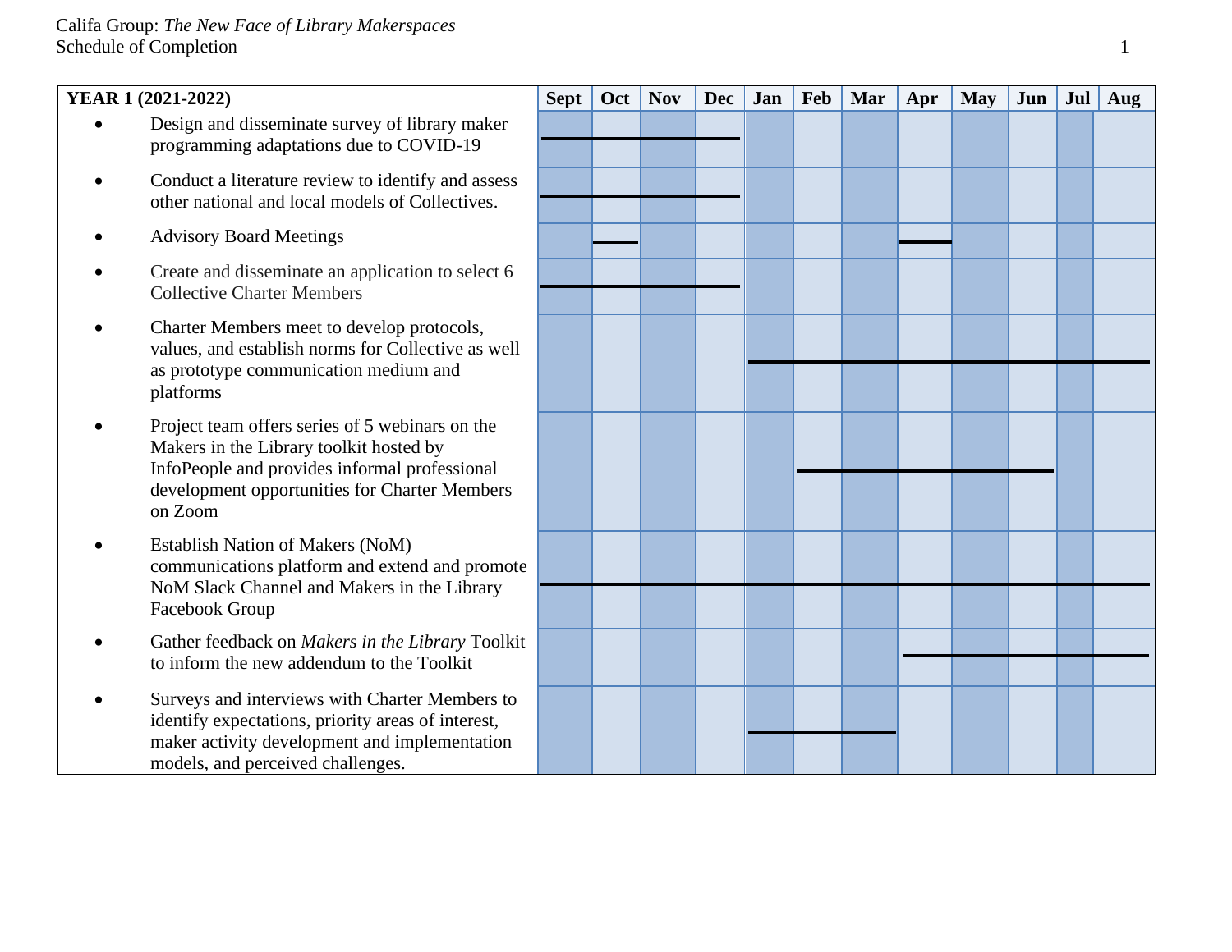| YEAR 1 (2021-2022) | Sept | Oct | Nov | Dec | Jan | Feb | Mar | Apr | May | Jun | Jul | Aug |
|---|---|---|---|---|---|---|---|---|---|---|---|---|
| • Design and disseminate survey of library maker programming adaptations due to COVID-19 | X | X | X | X | | | | | | | | |
| • Conduct a literature review to identify and assess other national and local models of Collectives. | X | X | X | X | | | | | | | | |
| • Advisory Board Meetings | | X | | | | | | X | | | | |
| • Create and disseminate an application to select 6 Collective Charter Members | X | X | X | X | | | | | | | | |
| • Charter Members meet to develop protocols, values, and establish norms for Collective as well as prototype communication medium and platforms | | | | | X | X | X | X | X | X | X | X |
| • Project team offers series of 5 webinars on the Makers in the Library toolkit hosted by InfoPeople and provides informal professional development opportunities for Charter Members on Zoom | | | | | | X | X | X | X | X | | |
| • Establish Nation of Makers (NoM) communications platform and extend and promote NoM Slack Channel and Makers in the Library Facebook Group | X | X | X | X | X | X | X | X | X | X | X | X |
| • Gather feedback on *Makers in the Library* Toolkit to inform the new addendum to the Toolkit | | | | | | | | X | X | X | X | X |
| • Surveys and interviews with Charter Members to identify expectations, priority areas of interest, maker activity development and implementation models, and perceived challenges. | | | | | X | X | X | | | | | |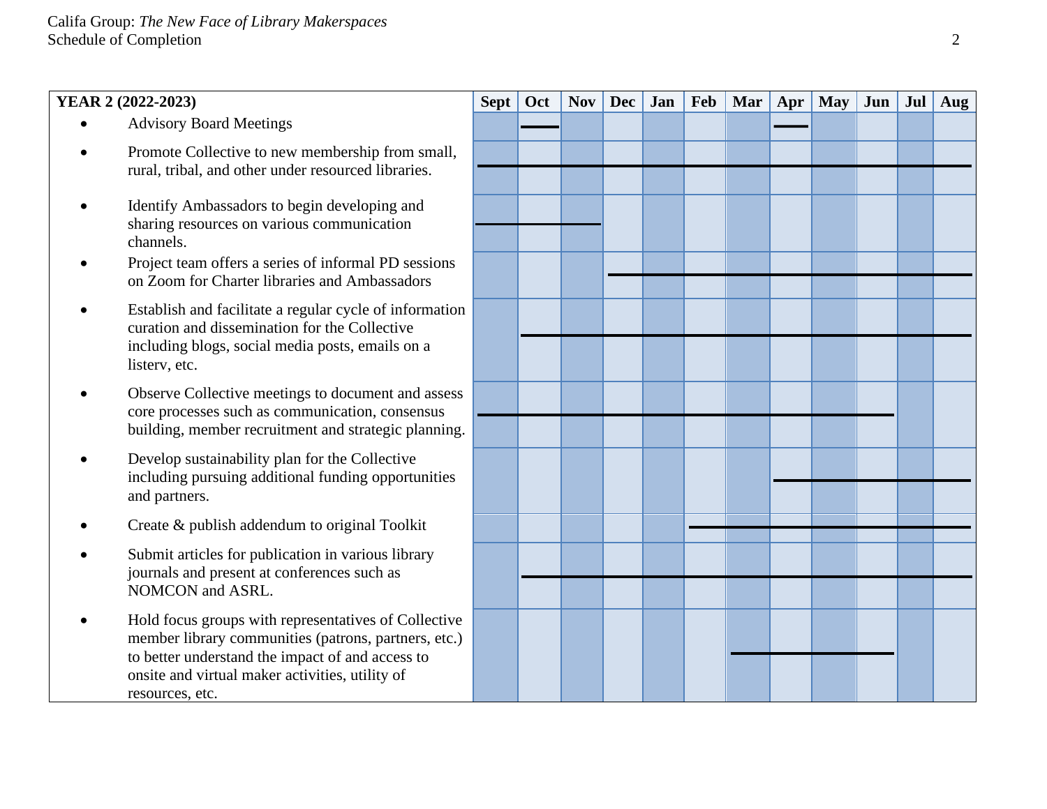| YEAR 2 (2022-2023) | Sept | Oct | Nov | Dec | Jan | Feb | Mar | Apr | May | Jun | Jul | Aug |
|---|---|---|---|---|---|---|---|---|---|---|---|---|
| • Advisory Board Meetings | | X | | | | | | X | | | | |
| • Promote Collective to new membership from small, rural, tribal, and other under resourced libraries. | X | X | X | X | X | X | X | X | X | X | X | X |
| • Identify Ambassadors to begin developing and sharing resources on various communication channels. | X | X | X | | | | | | | | | |
| • Project team offers a series of informal PD sessions on Zoom for Charter libraries and Ambassadors | | | | X | X | X | X | X | X | X | X | X |
| • Establish and facilitate a regular cycle of information curation and dissemination for the Collective including blogs, social media posts, emails on a listerv, etc. | | X | X | X | X | X | X | X | X | X | X | X |
| • Observe Collective meetings to document and assess core processes such as communication, consensus building, member recruitment and strategic planning. | X | X | X | X | X | X | X | X | X | X | | |
| • Develop sustainability plan for the Collective including pursuing additional funding opportunities and partners. | | | | | | | | X | X | X | X | X |
| • Create & publish addendum to original Toolkit | | | | | | X | X | X | X | X | X | X |
| • Submit articles for publication in various library journals and present at conferences such as NOMCON and ASRL. | | X | X | X | X | X | X | X | X | X | X | X |
| • Hold focus groups with representatives of Collective member library communities (patrons, partners, etc.) to better understand the impact of and access to onsite and virtual maker activities, utility of resources, etc. | | | | | | | X | X | X | X | | |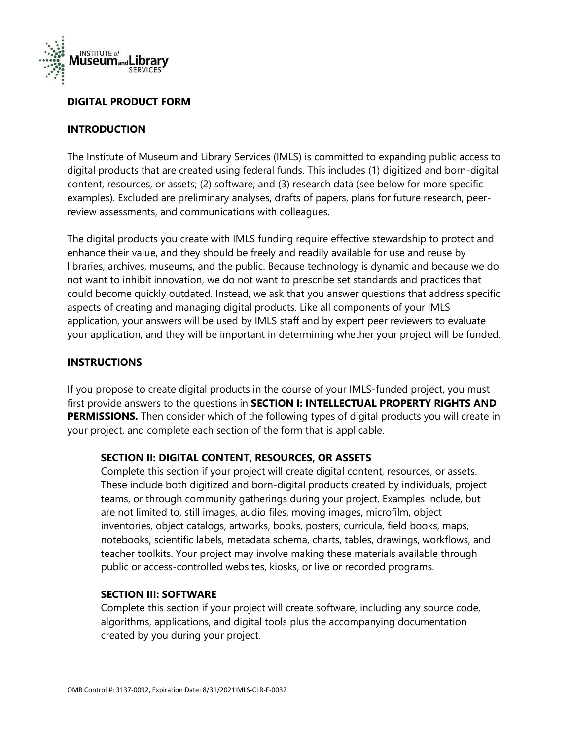**DIGITAL PRODUCT FORM**

**INTRODUCTION**

The Institute of Museum and Library Services (IMLS) is committed to expanding public access to digital products that are created using federal funds. This includes (1) digitized and born-digital content, resources, or assets; (2) software; and (3) research data (see below for more specific examples). Excluded are preliminary analyses, drafts of papers, plans for future research, peer-review assessments, and communications with colleagues.

The digital products you create with IMLS funding require effective stewardship to protect and enhance their value, and they should be freely and readily available for use and reuse by libraries, archives, museums, and the public. Because technology is dynamic and because we do not want to inhibit innovation, we do not want to prescribe set standards and practices that could become quickly outdated. Instead, we ask that you answer questions that address specific aspects of creating and managing digital products. Like all components of your IMLS application, your answers will be used by IMLS staff and by expert peer reviewers to evaluate your application, and they will be important in determining whether your project will be funded.

**INSTRUCTIONS**

If you propose to create digital products in the course of your IMLS-funded project, you must first provide answers to the questions in **SECTION I: INTELLECTUAL PROPERTY RIGHTS AND PERMISSIONS.** Then consider which of the following types of digital products you will create in your project, and complete each section of the form that is applicable.

**SECTION II: DIGITAL CONTENT, RESOURCES, OR ASSETS**
Complete this section if your project will create digital content, resources, or assets. These include both digitized and born-digital products created by individuals, project teams, or through community gatherings during your project. Examples include, but are not limited to, still images, audio files, moving images, microfilm, object inventories, object catalogs, artworks, books, posters, curricula, field books, maps, notebooks, scientific labels, metadata schema, charts, tables, drawings, workflows, and teacher toolkits. Your project may involve making these materials available through public or access-controlled websites, kiosks, or live or recorded programs.

**SECTION III: SOFTWARE**
Complete this section if your project will create software, including any source code, algorithms, applications, and digital tools plus the accompanying documentation created by you during your project.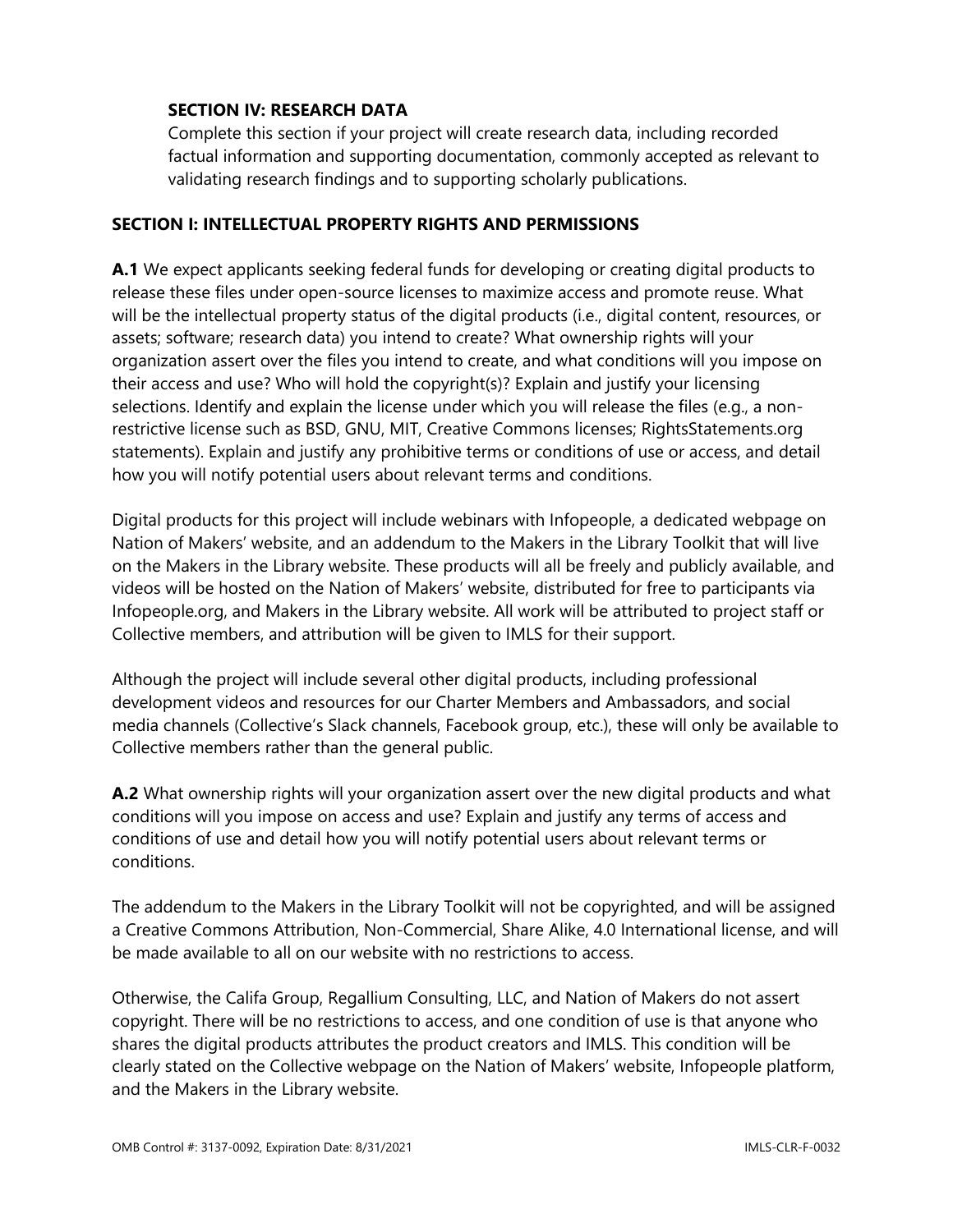**SECTION IV: RESEARCH DATA**
Complete this section if your project will create research data, including recorded factual information and supporting documentation, commonly accepted as relevant to validating research findings and to supporting scholarly publications.

## SECTION I: INTELLECTUAL PROPERTY RIGHTS AND PERMISSIONS

**A.1** We expect applicants seeking federal funds for developing or creating digital products to release these files under open-source licenses to maximize access and promote reuse. What will be the intellectual property status of the digital products (i.e., digital content, resources, or assets; software; research data) you intend to create? What ownership rights will your organization assert over the files you intend to create, and what conditions will you impose on their access and use? Who will hold the copyright(s)? Explain and justify your licensing selections. Identify and explain the license under which you will release the files (e.g., a non-restrictive license such as BSD, GNU, MIT, Creative Commons licenses; RightsStatements.org statements). Explain and justify any prohibitive terms or conditions of use or access, and detail how you will notify potential users about relevant terms and conditions.

Digital products for this project will include webinars with Infopeople, a dedicated webpage on Nation of Makers' website, and an addendum to the Makers in the Library Toolkit that will live on the Makers in the Library website. These products will all be freely and publicly available, and videos will be hosted on the Nation of Makers' website, distributed for free to participants via Infopeople.org, and Makers in the Library website. All work will be attributed to project staff or Collective members, and attribution will be given to IMLS for their support.

Although the project will include several other digital products, including professional development videos and resources for our Charter Members and Ambassadors, and social media channels (Collective's Slack channels, Facebook group, etc.), these will only be available to Collective members rather than the general public.

**A.2** What ownership rights will your organization assert over the new digital products and what conditions will you impose on access and use? Explain and justify any terms of access and conditions of use and detail how you will notify potential users about relevant terms or conditions.

The addendum to the Makers in the Library Toolkit will not be copyrighted, and will be assigned a Creative Commons Attribution, Non-Commercial, Share Alike, 4.0 International license, and will be made available to all on our website with no restrictions to access.

Otherwise, the Califa Group, Regallium Consulting, LLC, and Nation of Makers do not assert copyright. There will be no restrictions to access, and one condition of use is that anyone who shares the digital products attributes the product creators and IMLS. This condition will be clearly stated on the Collective webpage on the Nation of Makers' website, Infopeople platform, and the Makers in the Library website.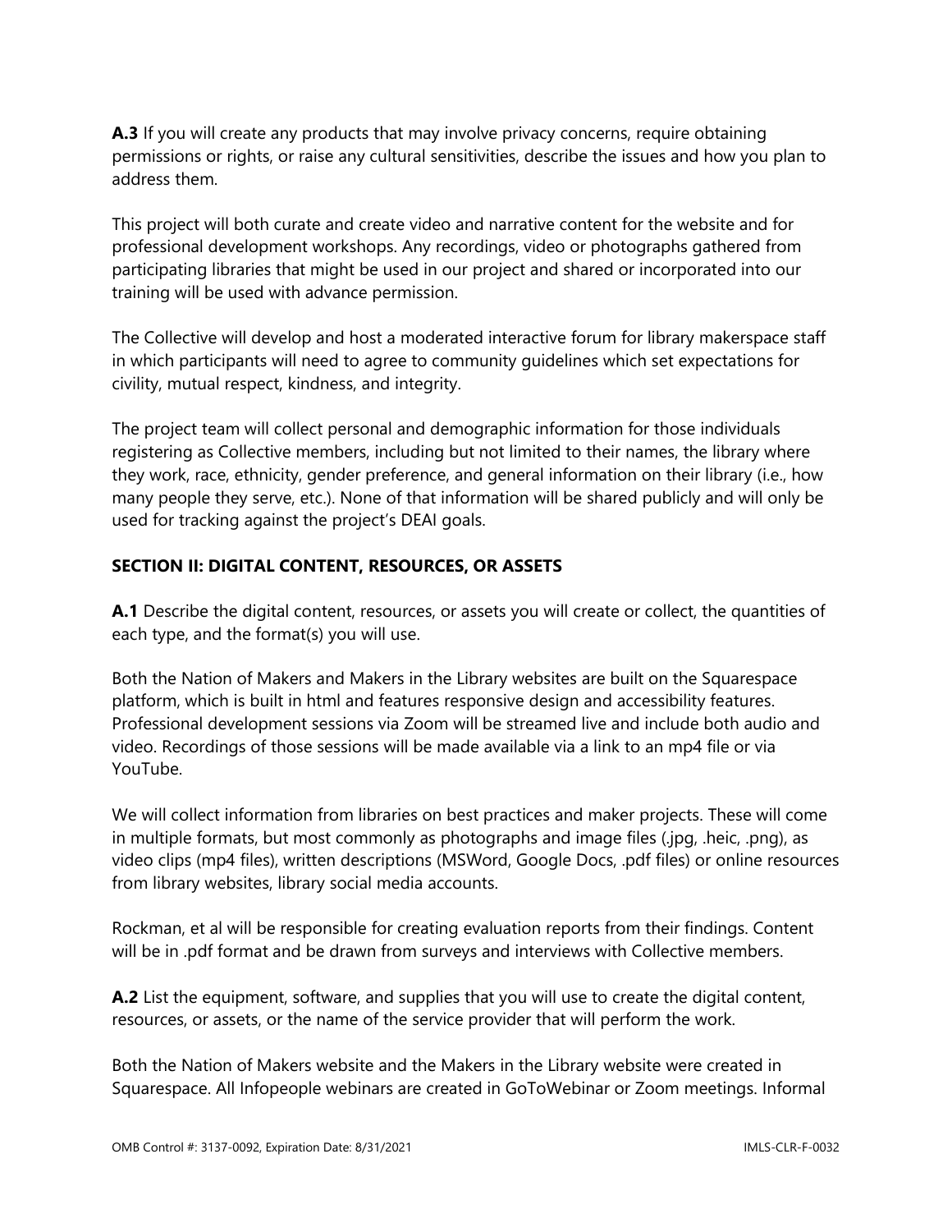**A.3** If you will create any products that may involve privacy concerns, require obtaining permissions or rights, or raise any cultural sensitivities, describe the issues and how you plan to address them.

This project will both curate and create video and narrative content for the website and for professional development workshops. Any recordings, video or photographs gathered from participating libraries that might be used in our project and shared or incorporated into our training will be used with advance permission.

The Collective will develop and host a moderated interactive forum for library makerspace staff in which participants will need to agree to community guidelines which set expectations for civility, mutual respect, kindness, and integrity.

The project team will collect personal and demographic information for those individuals registering as Collective members, including but not limited to their names, the library where they work, race, ethnicity, gender preference, and general information on their library (i.e., how many people they serve, etc.). None of that information will be shared publicly and will only be used for tracking against the project's DEAI goals.

## SECTION II: DIGITAL CONTENT, RESOURCES, OR ASSETS

**A.1** Describe the digital content, resources, or assets you will create or collect, the quantities of each type, and the format(s) you will use.

Both the Nation of Makers and Makers in the Library websites are built on the Squarespace platform, which is built in html and features responsive design and accessibility features. Professional development sessions via Zoom will be streamed live and include both audio and video. Recordings of those sessions will be made available via a link to an mp4 file or via YouTube.

We will collect information from libraries on best practices and maker projects. These will come in multiple formats, but most commonly as photographs and image files (.jpg, .heic, .png), as video clips (mp4 files), written descriptions (MSWord, Google Docs, .pdf files) or online resources from library websites, library social media accounts.

Rockman, et al will be responsible for creating evaluation reports from their findings. Content will be in .pdf format and be drawn from surveys and interviews with Collective members.

**A.2** List the equipment, software, and supplies that you will use to create the digital content, resources, or assets, or the name of the service provider that will perform the work.

Both the Nation of Makers website and the Makers in the Library website were created in Squarespace. All Infopeople webinars are created in GoToWebinar or Zoom meetings. Informal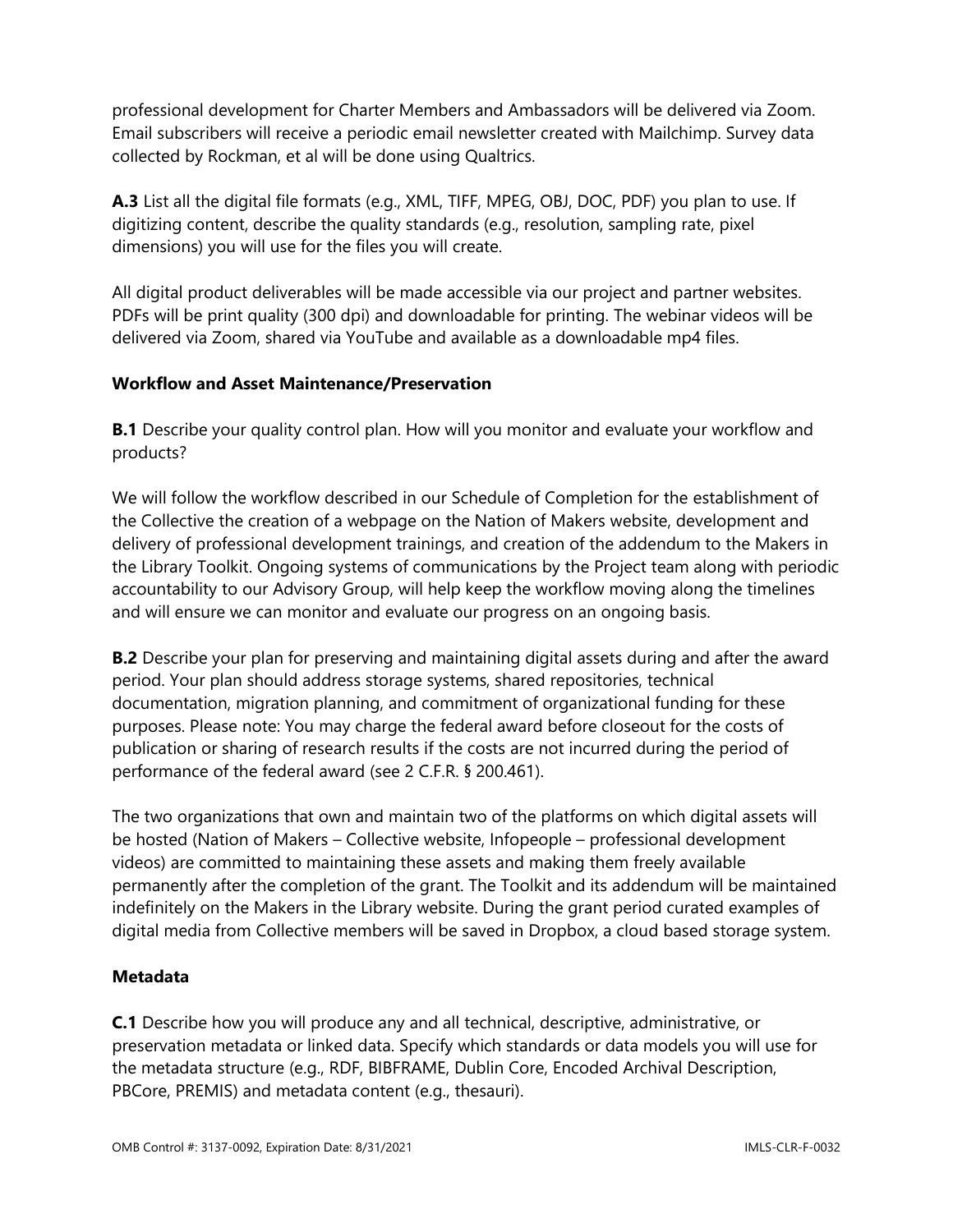professional development for Charter Members and Ambassadors will be delivered via Zoom. Email subscribers will receive a periodic email newsletter created with Mailchimp. Survey data collected by Rockman, et al will be done using Qualtrics.

**A.3** List all the digital file formats (e.g., XML, TIFF, MPEG, OBJ, DOC, PDF) you plan to use. If digitizing content, describe the quality standards (e.g., resolution, sampling rate, pixel dimensions) you will use for the files you will create.

All digital product deliverables will be made accessible via our project and partner websites. PDFs will be print quality (300 dpi) and downloadable for printing. The webinar videos will be delivered via Zoom, shared via YouTube and available as a downloadable mp4 files.

**Workflow and Asset Maintenance/Preservation**

**B.1** Describe your quality control plan. How will you monitor and evaluate your workflow and products?

We will follow the workflow described in our Schedule of Completion for the establishment of the Collective the creation of a webpage on the Nation of Makers website, development and delivery of professional development trainings, and creation of the addendum to the Makers in the Library Toolkit. Ongoing systems of communications by the Project team along with periodic accountability to our Advisory Group, will help keep the workflow moving along the timelines and will ensure we can monitor and evaluate our progress on an ongoing basis.

**B.2** Describe your plan for preserving and maintaining digital assets during and after the award period. Your plan should address storage systems, shared repositories, technical documentation, migration planning, and commitment of organizational funding for these purposes. Please note: You may charge the federal award before closeout for the costs of publication or sharing of research results if the costs are not incurred during the period of performance of the federal award (see 2 C.F.R. § 200.461).

The two organizations that own and maintain two of the platforms on which digital assets will be hosted (Nation of Makers – Collective website, Infopeople – professional development videos) are committed to maintaining these assets and making them freely available permanently after the completion of the grant. The Toolkit and its addendum will be maintained indefinitely on the Makers in the Library website. During the grant period curated examples of digital media from Collective members will be saved in Dropbox, a cloud based storage system.

**Metadata**

**C.1** Describe how you will produce any and all technical, descriptive, administrative, or preservation metadata or linked data. Specify which standards or data models you will use for the metadata structure (e.g., RDF, BIBFRAME, Dublin Core, Encoded Archival Description, PBCore, PREMIS) and metadata content (e.g., thesauri).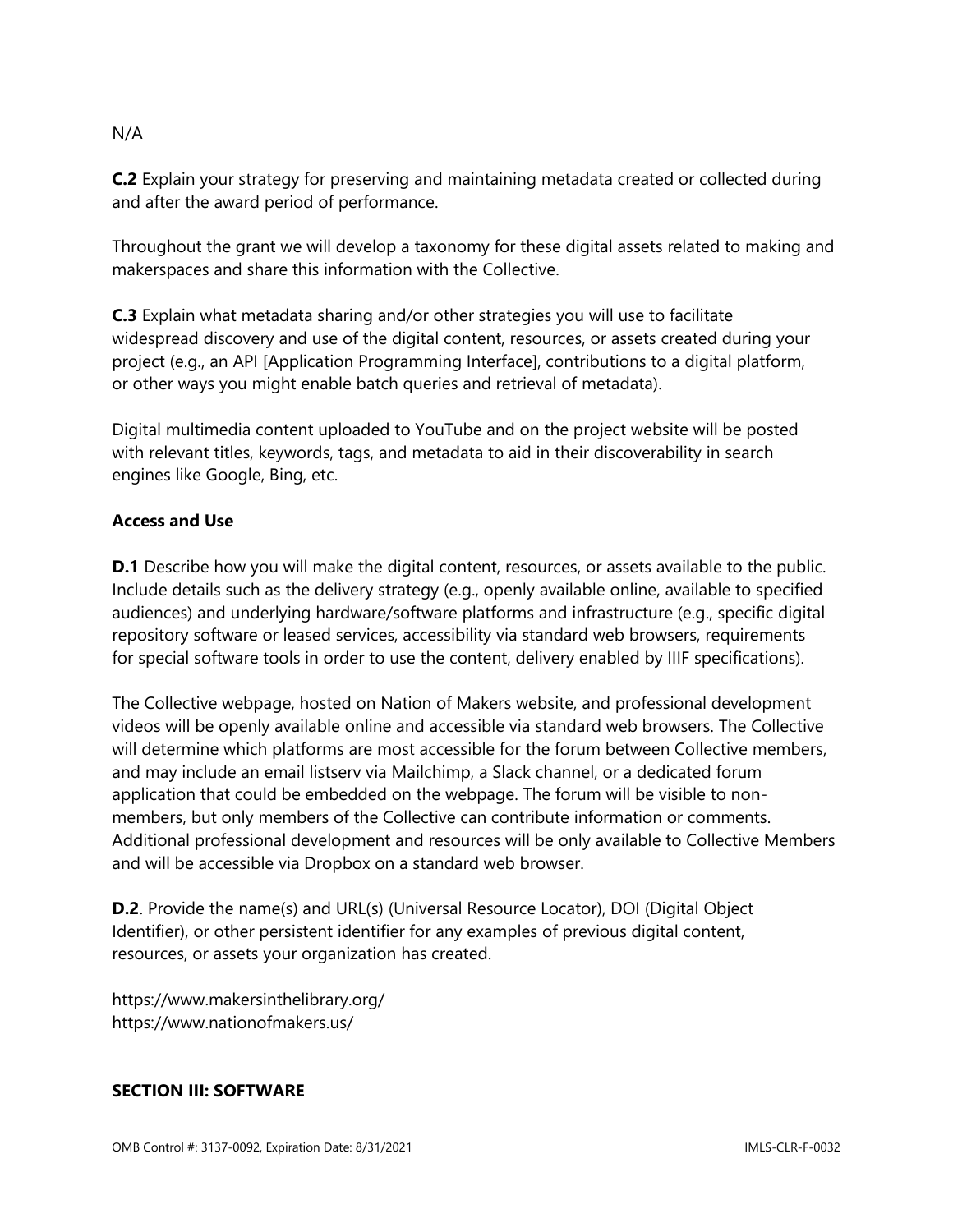N/A

**C.2** Explain your strategy for preserving and maintaining metadata created or collected during and after the award period of performance.

Throughout the grant we will develop a taxonomy for these digital assets related to making and makerspaces and share this information with the Collective.

**C.3** Explain what metadata sharing and/or other strategies you will use to facilitate widespread discovery and use of the digital content, resources, or assets created during your project (e.g., an API [Application Programming Interface], contributions to a digital platform, or other ways you might enable batch queries and retrieval of metadata).

Digital multimedia content uploaded to YouTube and on the project website will be posted with relevant titles, keywords, tags, and metadata to aid in their discoverability in search engines like Google, Bing, etc.

**Access and Use**

**D.1** Describe how you will make the digital content, resources, or assets available to the public. Include details such as the delivery strategy (e.g., openly available online, available to specified audiences) and underlying hardware/software platforms and infrastructure (e.g., specific digital repository software or leased services, accessibility via standard web browsers, requirements for special software tools in order to use the content, delivery enabled by IIIF specifications).

The Collective webpage, hosted on Nation of Makers website, and professional development videos will be openly available online and accessible via standard web browsers. The Collective will determine which platforms are most accessible for the forum between Collective members, and may include an email listserv via Mailchimp, a Slack channel, or a dedicated forum application that could be embedded on the webpage. The forum will be visible to non-members, but only members of the Collective can contribute information or comments. Additional professional development and resources will be only available to Collective Members and will be accessible via Dropbox on a standard web browser.

**D.2**. Provide the name(s) and URL(s) (Universal Resource Locator), DOI (Digital Object Identifier), or other persistent identifier for any examples of previous digital content, resources, or assets your organization has created.

https://www.makersinthelibrary.org/
https://www.nationofmakers.us/

**SECTION III: SOFTWARE**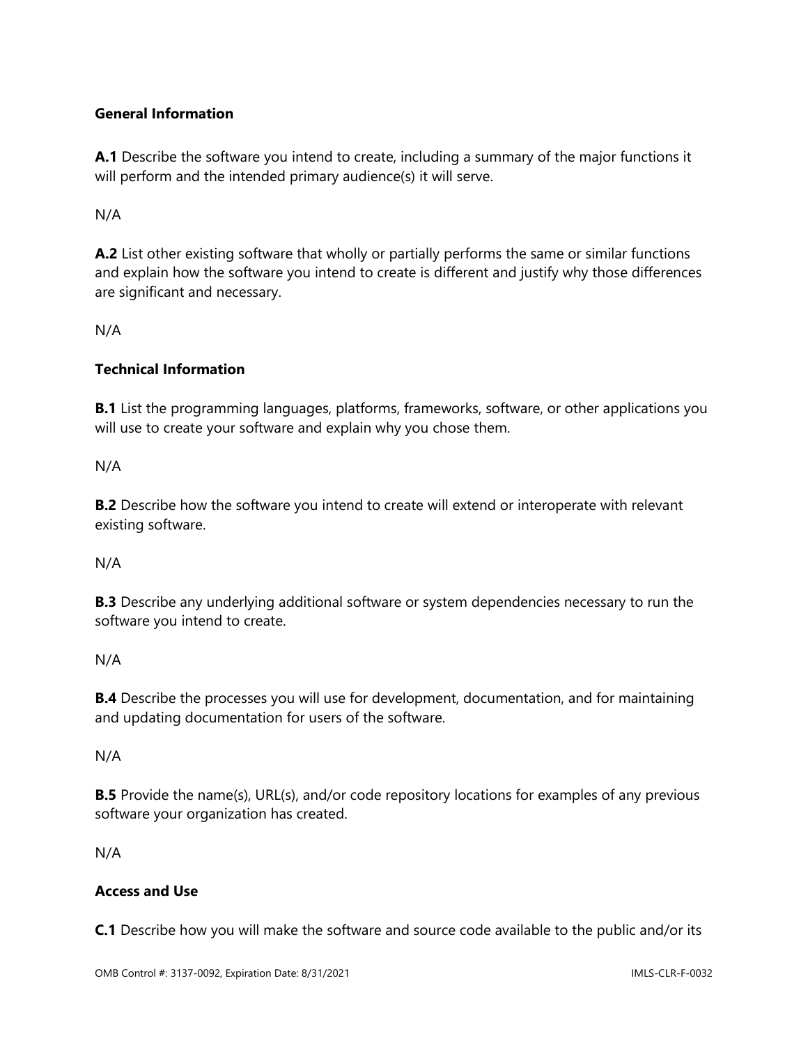**General Information**

**A.1** Describe the software you intend to create, including a summary of the major functions it will perform and the intended primary audience(s) it will serve.

N/A

**A.2** List other existing software that wholly or partially performs the same or similar functions and explain how the software you intend to create is different and justify why those differences are significant and necessary.

N/A

**Technical Information**

**B.1** List the programming languages, platforms, frameworks, software, or other applications you will use to create your software and explain why you chose them.

N/A

**B.2** Describe how the software you intend to create will extend or interoperate with relevant existing software.

N/A

**B.3** Describe any underlying additional software or system dependencies necessary to run the software you intend to create.

N/A

**B.4** Describe the processes you will use for development, documentation, and for maintaining and updating documentation for users of the software.

N/A

**B.5** Provide the name(s), URL(s), and/or code repository locations for examples of any previous software your organization has created.

N/A

**Access and Use**

**C.1** Describe how you will make the software and source code available to the public and/or its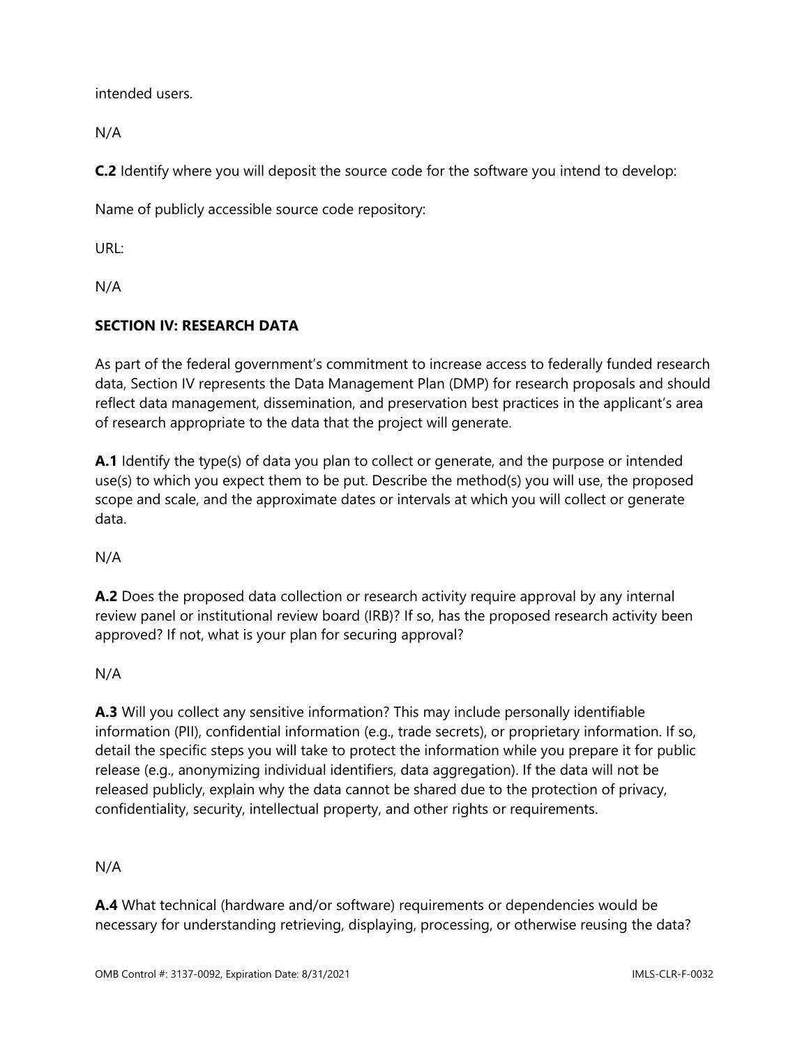intended users.

N/A

**C.2** Identify where you will deposit the source code for the software you intend to develop:

Name of publicly accessible source code repository:

URL:

N/A

**SECTION IV: RESEARCH DATA**

As part of the federal government's commitment to increase access to federally funded research data, Section IV represents the Data Management Plan (DMP) for research proposals and should reflect data management, dissemination, and preservation best practices in the applicant's area of research appropriate to the data that the project will generate.

**A.1** Identify the type(s) of data you plan to collect or generate, and the purpose or intended use(s) to which you expect them to be put. Describe the method(s) you will use, the proposed scope and scale, and the approximate dates or intervals at which you will collect or generate data.

N/A

**A.2** Does the proposed data collection or research activity require approval by any internal review panel or institutional review board (IRB)? If so, has the proposed research activity been approved? If not, what is your plan for securing approval?

N/A

**A.3** Will you collect any sensitive information? This may include personally identifiable information (PII), confidential information (e.g., trade secrets), or proprietary information. If so, detail the specific steps you will take to protect the information while you prepare it for public release (e.g., anonymizing individual identifiers, data aggregation). If the data will not be released publicly, explain why the data cannot be shared due to the protection of privacy, confidentiality, security, intellectual property, and other rights or requirements.

N/A

**A.4** What technical (hardware and/or software) requirements or dependencies would be necessary for understanding retrieving, displaying, processing, or otherwise reusing the data?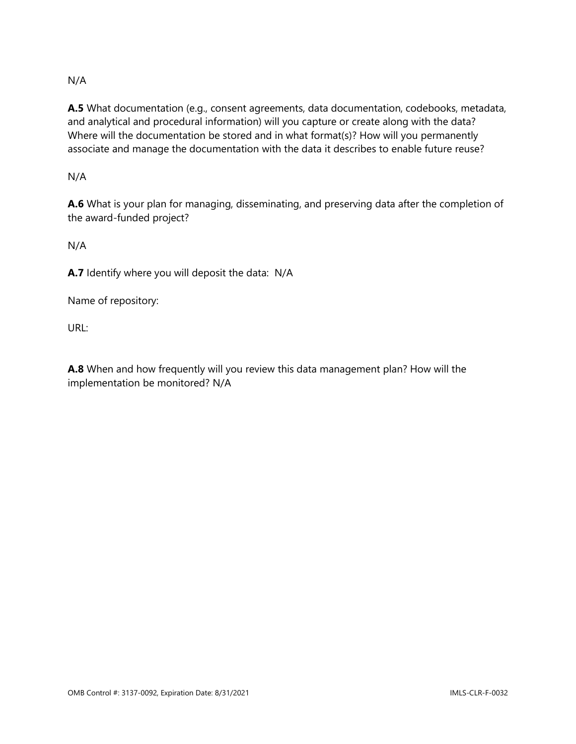N/A

**A.5** What documentation (e.g., consent agreements, data documentation, codebooks, metadata, and analytical and procedural information) will you capture or create along with the data? Where will the documentation be stored and in what format(s)? How will you permanently associate and manage the documentation with the data it describes to enable future reuse?

N/A

**A.6** What is your plan for managing, disseminating, and preserving data after the completion of the award-funded project?

N/A

**A.7** Identify where you will deposit the data: N/A

Name of repository:

URL:

**A.8** When and how frequently will you review this data management plan? How will the implementation be monitored? N/A